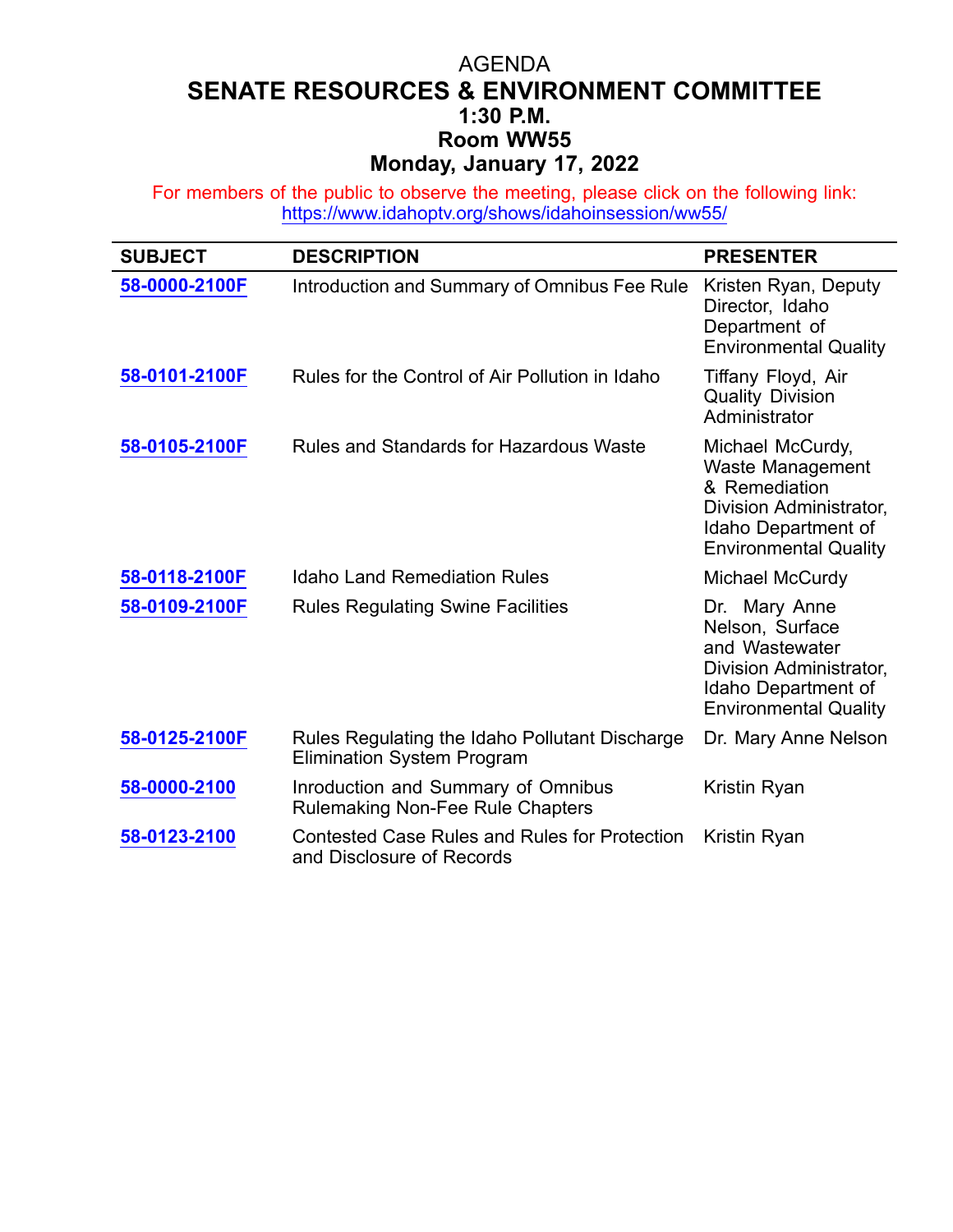# AGENDA

## SENATE RESOURCES & ENVIRONMENT COMMITTEE

### 1:30 P.M.

### Room WW55

### Monday, January 17, 2022

For members of the public to observe the meeting, please click on the following link: https://www.idahoptv.org/shows/idahoinsession/ww55/

| SUBJECT | DESCRIPTION | PRESENTER |
|---|---|---|
| **58-0000-2100F** | Introduction and Summary of Omnibus Fee Rule | Kristen Ryan, Deputy Director, Idaho Department of Environmental Quality |
| **58-0101-2100F** | Rules for the Control of Air Pollution in Idaho | Tiffany Floyd, Air Quality Division Administrator |
| **58-0105-2100F** | Rules and Standards for Hazardous Waste | Michael McCurdy, Waste Management & Remediation Division Administrator, Idaho Department of Environmental Quality |
| **58-0118-2100F** | Idaho Land Remediation Rules | Michael McCurdy |
| **58-0109-2100F** | Rules Regulating Swine Facilities | Dr. Mary Anne Nelson, Surface and Wastewater Division Administrator, Idaho Department of Environmental Quality |
| **58-0125-2100F** | Rules Regulating the Idaho Pollutant Discharge Elimination System Program | Dr. Mary Anne Nelson |
| **58-0000-2100** | Inroduction and Summary of Omnibus Rulemaking Non-Fee Rule Chapters | Kristin Ryan |
| **58-0123-2100** | Contested Case Rules and Rules for Protection and Disclosure of Records | Kristin Ryan |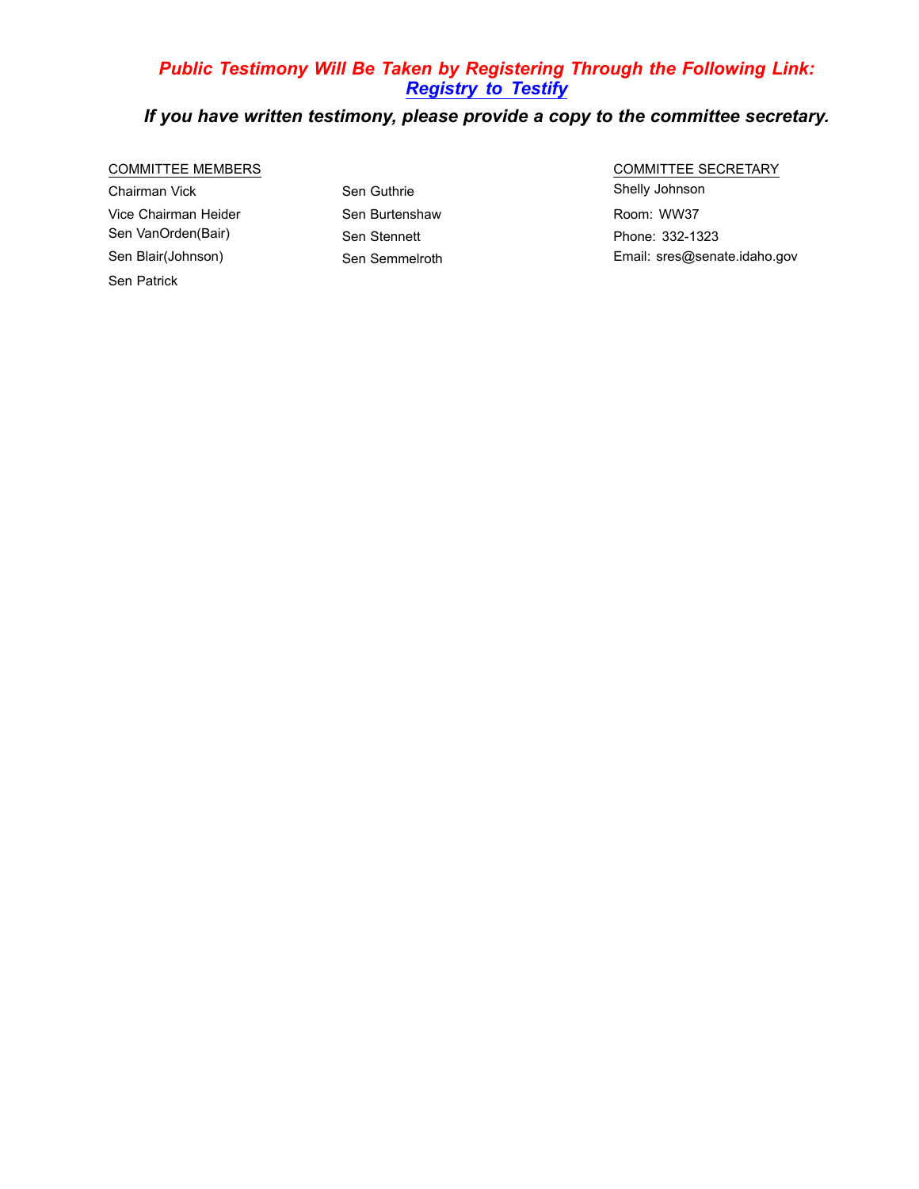***Public Testimony Will Be Taken by Registering Through the Following Link:***
***Registry to Testify***

***If you have written testimony, please provide a copy to the committee secretary.***

| COMMITTEE MEMBERS | | COMMITTEE SECRETARY |
| --- | --- | --- |
| Chairman Vick | Sen Guthrie | Shelly Johnson |
| Vice Chairman Heider | Sen Burtenshaw | Room: WW37 |
| Sen VanOrden(Bair) | Sen Stennett | Phone: 332-1323 |
| Sen Blair(Johnson) | Sen Semmelroth | Email: sres@senate.idaho.gov |
| Sen Patrick | | |